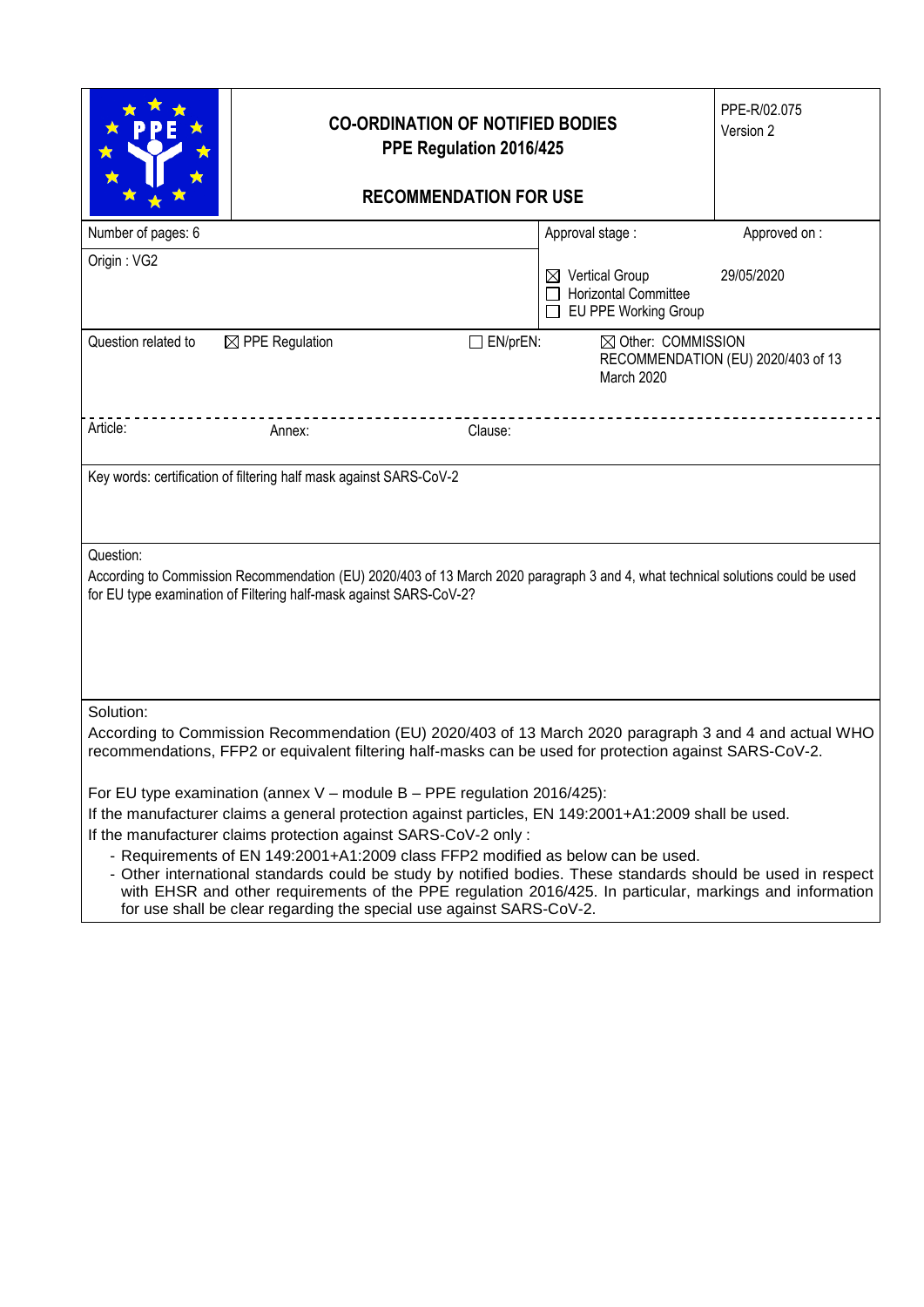| | **CO-ORDINATION OF NOTIFIED BODIES**<br>**PPE Regulation 2016/425**<br><br>**RECOMMENDATION FOR USE** | PPE-R/02.075<br>Version 2 |
|---|---|---|

| Number of pages: 6 | Approval stage : | Approved on : |
|---|---|---|
| Origin : VG2 | ☒ Vertical Group<br>☐ Horizontal Committee<br>☐ EU PPE Working Group | 29/05/2020 |

| Question related to | ☒ PPE Regulation | ☐ EN/prEN: | ☒ Other: COMMISSION RECOMMENDATION (EU) 2020/403 of 13 March 2020 |
|---|---|---|---|
| Article: | Annex: | Clause: | |

Key words: certification of filtering half mask against SARS-CoV-2

Question:

According to Commission Recommendation (EU) 2020/403 of 13 March 2020 paragraph 3 and 4, what technical solutions could be used for EU type examination of Filtering half-mask against SARS-CoV-2?

Solution:

According to Commission Recommendation (EU) 2020/403 of 13 March 2020 paragraph 3 and 4 and actual WHO recommendations, FFP2 or equivalent filtering half-masks can be used for protection against SARS-CoV-2.

For EU type examination (annex V – module B – PPE regulation 2016/425):

If the manufacturer claims a general protection against particles, EN 149:2001+A1:2009 shall be used.

If the manufacturer claims protection against SARS-CoV-2 only :

- Requirements of EN 149:2001+A1:2009 class FFP2 modified as below can be used.
- Other international standards could be study by notified bodies. These standards should be used in respect with EHSR and other requirements of the PPE regulation 2016/425. In particular, markings and information for use shall be clear regarding the special use against SARS-CoV-2.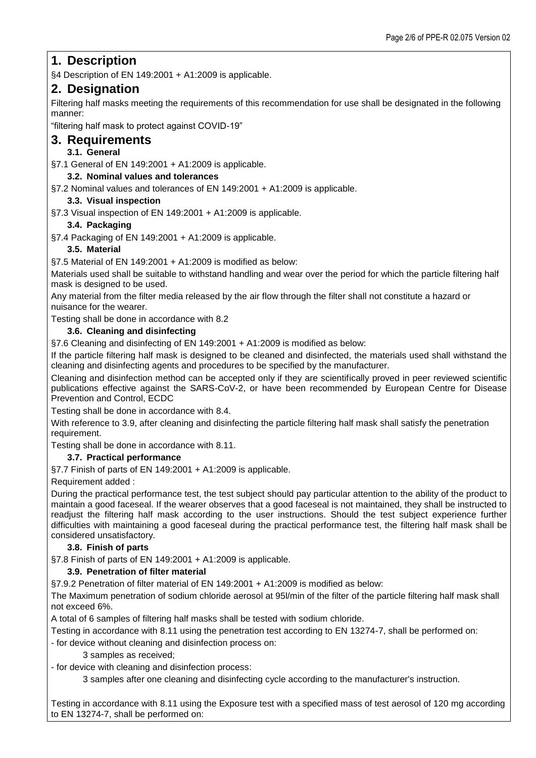# 1. Description

§4 Description of EN 149:2001 + A1:2009 is applicable.

# 2. Designation

Filtering half masks meeting the requirements of this recommendation for use shall be designated in the following manner:

"filtering half mask to protect against COVID-19"

# 3. Requirements

### 3.1. General

§7.1 General of EN 149:2001 + A1:2009 is applicable.

### 3.2. Nominal values and tolerances

§7.2 Nominal values and tolerances of EN 149:2001 + A1:2009 is applicable.

### 3.3. Visual inspection

§7.3 Visual inspection of EN 149:2001 + A1:2009 is applicable.

### 3.4. Packaging

§7.4 Packaging of EN 149:2001 + A1:2009 is applicable.

### 3.5. Material

§7.5 Material of EN 149:2001 + A1:2009 is modified as below:

Materials used shall be suitable to withstand handling and wear over the period for which the particle filtering half mask is designed to be used.

Any material from the filter media released by the air flow through the filter shall not constitute a hazard or nuisance for the wearer.

Testing shall be done in accordance with 8.2

### 3.6. Cleaning and disinfecting

§7.6 Cleaning and disinfecting of EN 149:2001 + A1:2009 is modified as below:

If the particle filtering half mask is designed to be cleaned and disinfected, the materials used shall withstand the cleaning and disinfecting agents and procedures to be specified by the manufacturer.

Cleaning and disinfection method can be accepted only if they are scientifically proved in peer reviewed scientific publications effective against the SARS-CoV-2, or have been recommended by European Centre for Disease Prevention and Control, ECDC

Testing shall be done in accordance with 8.4.

With reference to 3.9, after cleaning and disinfecting the particle filtering half mask shall satisfy the penetration requirement.

Testing shall be done in accordance with 8.11.

### 3.7. Practical performance

§7.7 Finish of parts of EN 149:2001 + A1:2009 is applicable.

Requirement added :

During the practical performance test, the test subject should pay particular attention to the ability of the product to maintain a good faceseal. If the wearer observes that a good faceseal is not maintained, they shall be instructed to readjust the filtering half mask according to the user instructions. Should the test subject experience further difficulties with maintaining a good faceseal during the practical performance test, the filtering half mask shall be considered unsatisfactory.

### 3.8. Finish of parts

§7.8 Finish of parts of EN 149:2001 + A1:2009 is applicable.

### 3.9. Penetration of filter material

§7.9.2 Penetration of filter material of EN 149:2001 + A1:2009 is modified as below:

The Maximum penetration of sodium chloride aerosol at 95l/min of the filter of the particle filtering half mask shall not exceed 6%.

A total of 6 samples of filtering half masks shall be tested with sodium chloride.

Testing in accordance with 8.11 using the penetration test according to EN 13274-7, shall be performed on:

- for device without cleaning and disinfection process on:

    3 samples as received;

- for device with cleaning and disinfection process:

    3 samples after one cleaning and disinfecting cycle according to the manufacturer's instruction.

Testing in accordance with 8.11 using the Exposure test with a specified mass of test aerosol of 120 mg according to EN 13274-7, shall be performed on: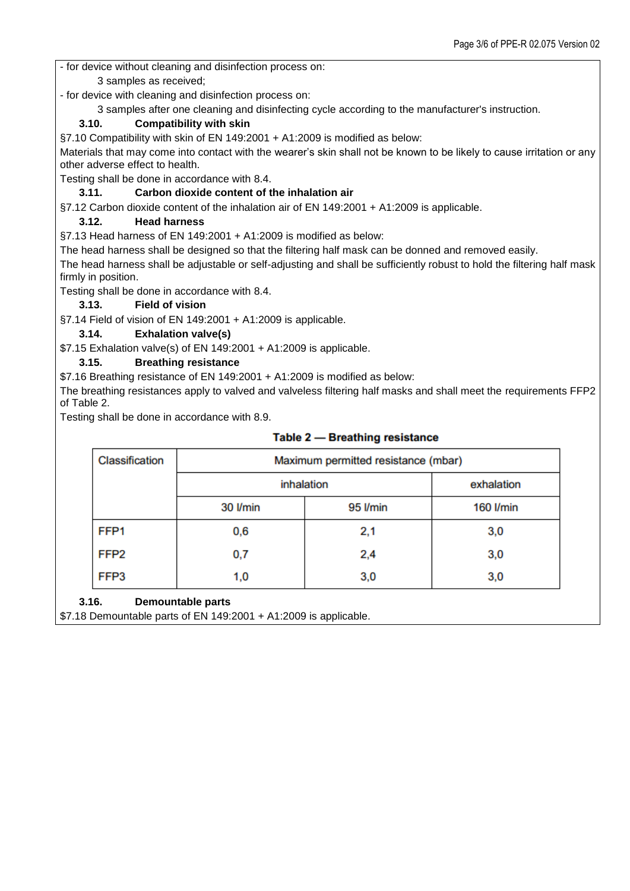- for device without cleaning and disinfection process on:

  3 samples as received;

- for device with cleaning and disinfection process on:

  3 samples after one cleaning and disinfecting cycle according to the manufacturer's instruction.

### 3.10. Compatibility with skin

§7.10 Compatibility with skin of EN 149:2001 + A1:2009 is modified as below:

Materials that may come into contact with the wearer's skin shall not be known to be likely to cause irritation or any other adverse effect to health.

Testing shall be done in accordance with 8.4.

### 3.11. Carbon dioxide content of the inhalation air

§7.12 Carbon dioxide content of the inhalation air of EN 149:2001 + A1:2009 is applicable.

### 3.12. Head harness

§7.13 Head harness of EN 149:2001 + A1:2009 is modified as below:

The head harness shall be designed so that the filtering half mask can be donned and removed easily.

The head harness shall be adjustable or self-adjusting and shall be sufficiently robust to hold the filtering half mask firmly in position.

Testing shall be done in accordance with 8.4.

### 3.13. Field of vision

§7.14 Field of vision of EN 149:2001 + A1:2009 is applicable.

### 3.14. Exhalation valve(s)

$7.15 Exhalation valve(s) of EN 149:2001 + A1:2009 is applicable.

### 3.15. Breathing resistance

$7.16 Breathing resistance of EN 149:2001 + A1:2009 is modified as below:

The breathing resistances apply to valved and valveless filtering half masks and shall meet the requirements FFP2 of Table 2.

Testing shall be done in accordance with 8.9.

**Table 2 — Breathing resistance**

| Classification | Maximum permitted resistance (mbar) | | |
|---|---|---|---|
| | inhalation | | exhalation |
| | 30 l/min | 95 l/min | 160 l/min |
| FFP1 | 0,6 | 2,1 | 3,0 |
| FFP2 | 0,7 | 2,4 | 3,0 |
| FFP3 | 1,0 | 3,0 | 3,0 |

### 3.16. Demountable parts

$7.18 Demountable parts of EN 149:2001 + A1:2009 is applicable.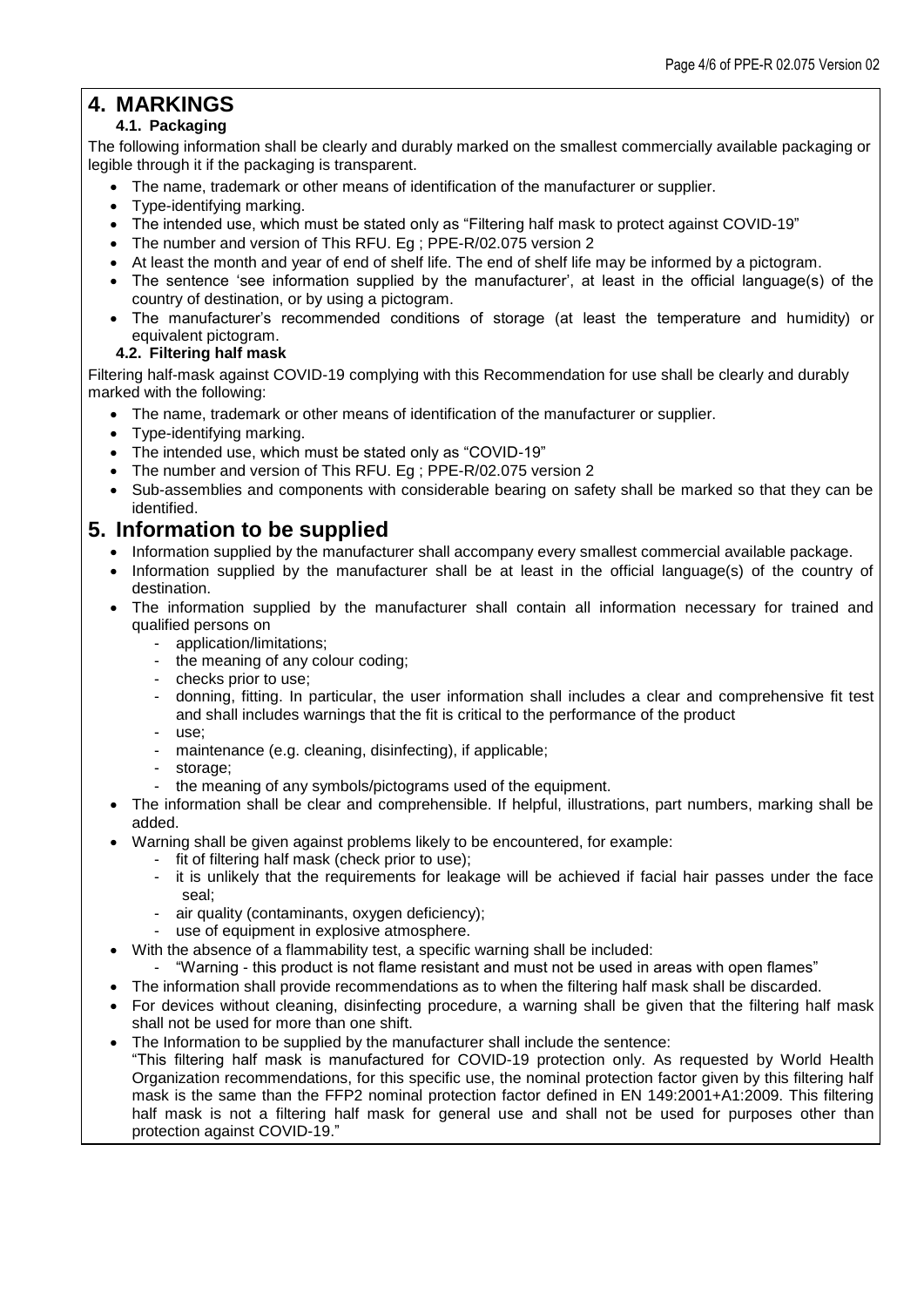# 4. MARKINGS

## 4.1. Packaging

The following information shall be clearly and durably marked on the smallest commercially available packaging or legible through it if the packaging is transparent.

- The name, trademark or other means of identification of the manufacturer or supplier.
- Type-identifying marking.
- The intended use, which must be stated only as "Filtering half mask to protect against COVID-19"
- The number and version of This RFU. Eg ; PPE-R/02.075 version 2
- At least the month and year of end of shelf life. The end of shelf life may be informed by a pictogram.
- The sentence 'see information supplied by the manufacturer', at least in the official language(s) of the country of destination, or by using a pictogram.
- The manufacturer's recommended conditions of storage (at least the temperature and humidity) or equivalent pictogram.

## 4.2. Filtering half mask

Filtering half-mask against COVID-19 complying with this Recommendation for use shall be clearly and durably marked with the following:

- The name, trademark or other means of identification of the manufacturer or supplier.
- Type-identifying marking.
- The intended use, which must be stated only as "COVID-19"
- The number and version of This RFU. Eg ; PPE-R/02.075 version 2
- Sub-assemblies and components with considerable bearing on safety shall be marked so that they can be identified.

# 5. Information to be supplied

- Information supplied by the manufacturer shall accompany every smallest commercial available package.
- Information supplied by the manufacturer shall be at least in the official language(s) of the country of destination.
- The information supplied by the manufacturer shall contain all information necessary for trained and qualified persons on
  - application/limitations;
  - the meaning of any colour coding;
  - checks prior to use;
  - donning, fitting. In particular, the user information shall includes a clear and comprehensive fit test and shall includes warnings that the fit is critical to the performance of the product
  - use;
  - maintenance (e.g. cleaning, disinfecting), if applicable;
  - storage;
  - the meaning of any symbols/pictograms used of the equipment.
- The information shall be clear and comprehensible. If helpful, illustrations, part numbers, marking shall be added.
- Warning shall be given against problems likely to be encountered, for example:
  - fit of filtering half mask (check prior to use);
  - it is unlikely that the requirements for leakage will be achieved if facial hair passes under the face seal;
  - air quality (contaminants, oxygen deficiency);
  - use of equipment in explosive atmosphere.
- With the absence of a flammability test, a specific warning shall be included:
  - "Warning - this product is not flame resistant and must not be used in areas with open flames"
- The information shall provide recommendations as to when the filtering half mask shall be discarded.
- For devices without cleaning, disinfecting procedure, a warning shall be given that the filtering half mask shall not be used for more than one shift.
- The Information to be supplied by the manufacturer shall include the sentence:
  "This filtering half mask is manufactured for COVID-19 protection only. As requested by World Health Organization recommendations, for this specific use, the nominal protection factor given by this filtering half mask is the same than the FFP2 nominal protection factor defined in EN 149:2001+A1:2009. This filtering half mask is not a filtering half mask for general use and shall not be used for purposes other than protection against COVID-19."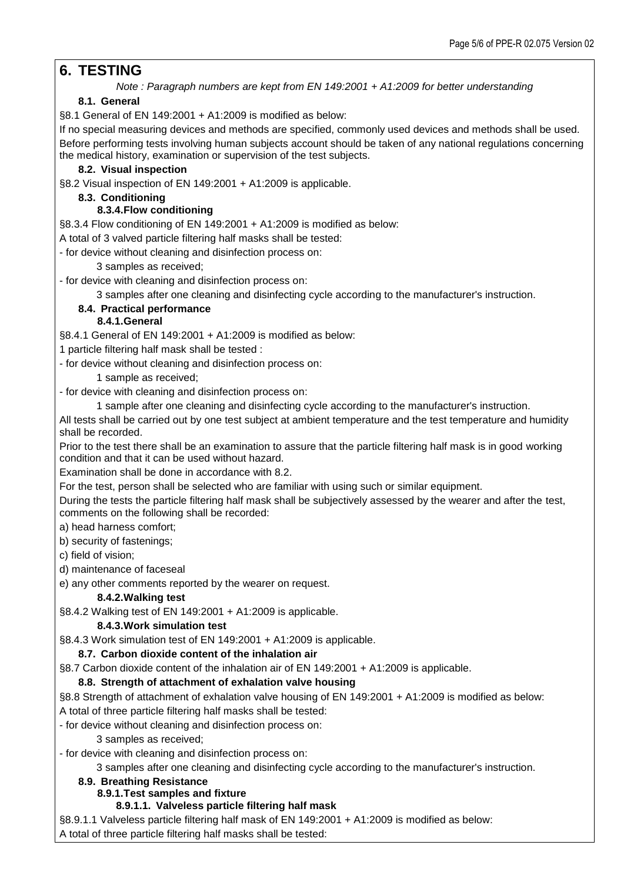# 6. TESTING

*Note : Paragraph numbers are kept from EN 149:2001 + A1:2009 for better understanding*

## 8.1. General

§8.1 General of EN 149:2001 + A1:2009 is modified as below:

If no special measuring devices and methods are specified, commonly used devices and methods shall be used.

Before performing tests involving human subjects account should be taken of any national regulations concerning the medical history, examination or supervision of the test subjects.

## 8.2. Visual inspection

§8.2 Visual inspection of EN 149:2001 + A1:2009 is applicable.

## 8.3. Conditioning

### 8.3.4. Flow conditioning

§8.3.4 Flow conditioning of EN 149:2001 + A1:2009 is modified as below:

A total of 3 valved particle filtering half masks shall be tested:

- for device without cleaning and disinfection process on:

    3 samples as received;

- for device with cleaning and disinfection process on:

    3 samples after one cleaning and disinfecting cycle according to the manufacturer's instruction.

## 8.4. Practical performance

### 8.4.1. General

§8.4.1 General of EN 149:2001 + A1:2009 is modified as below:

1 particle filtering half mask shall be tested :

- for device without cleaning and disinfection process on:

    1 sample as received;

- for device with cleaning and disinfection process on:

    1 sample after one cleaning and disinfecting cycle according to the manufacturer's instruction.

All tests shall be carried out by one test subject at ambient temperature and the test temperature and humidity shall be recorded.

Prior to the test there shall be an examination to assure that the particle filtering half mask is in good working condition and that it can be used without hazard.

Examination shall be done in accordance with 8.2.

For the test, person shall be selected who are familiar with using such or similar equipment.

During the tests the particle filtering half mask shall be subjectively assessed by the wearer and after the test, comments on the following shall be recorded:

a) head harness comfort;

b) security of fastenings;

c) field of vision;

d) maintenance of faceseal

e) any other comments reported by the wearer on request.

### 8.4.2. Walking test

§8.4.2 Walking test of EN 149:2001 + A1:2009 is applicable.

### 8.4.3. Work simulation test

§8.4.3 Work simulation test of EN 149:2001 + A1:2009 is applicable.

## 8.7. Carbon dioxide content of the inhalation air

§8.7 Carbon dioxide content of the inhalation air of EN 149:2001 + A1:2009 is applicable.

## 8.8. Strength of attachment of exhalation valve housing

§8.8 Strength of attachment of exhalation valve housing of EN 149:2001 + A1:2009 is modified as below:

A total of three particle filtering half masks shall be tested:

- for device without cleaning and disinfection process on:

    3 samples as received;

- for device with cleaning and disinfection process on:

    3 samples after one cleaning and disinfecting cycle according to the manufacturer's instruction.

## 8.9. Breathing Resistance

### 8.9.1. Test samples and fixture

#### 8.9.1.1. Valveless particle filtering half mask

§8.9.1.1 Valveless particle filtering half mask of EN 149:2001 + A1:2009 is modified as below:

A total of three particle filtering half masks shall be tested: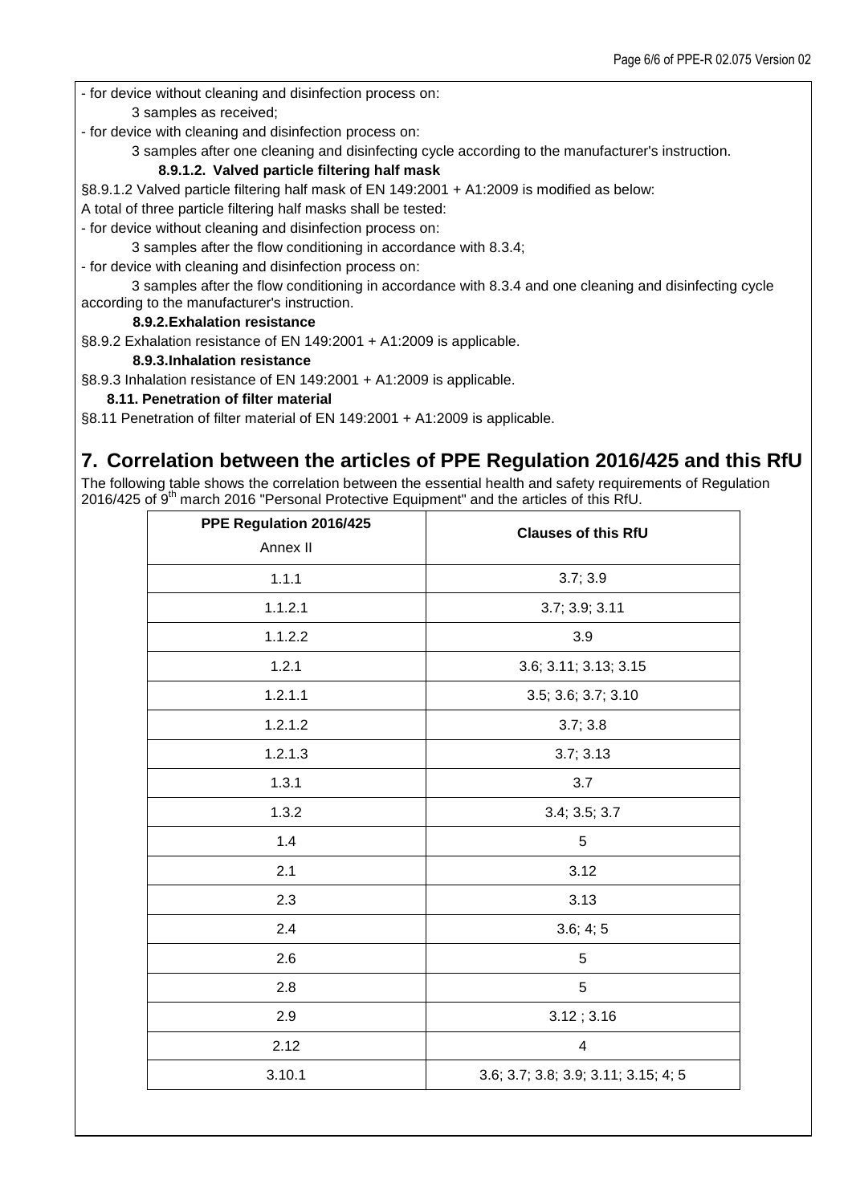- for device without cleaning and disinfection process on:

3 samples as received;

- for device with cleaning and disinfection process on:

3 samples after one cleaning and disinfecting cycle according to the manufacturer's instruction.

#### 8.9.1.2. Valved particle filtering half mask

§8.9.1.2 Valved particle filtering half mask of EN 149:2001 + A1:2009 is modified as below:

A total of three particle filtering half masks shall be tested:

- for device without cleaning and disinfection process on:

3 samples after the flow conditioning in accordance with 8.3.4;

- for device with cleaning and disinfection process on:

3 samples after the flow conditioning in accordance with 8.3.4 and one cleaning and disinfecting cycle according to the manufacturer's instruction.

#### 8.9.2.Exhalation resistance

§8.9.2 Exhalation resistance of EN 149:2001 + A1:2009 is applicable.

#### 8.9.3.Inhalation resistance

§8.9.3 Inhalation resistance of EN 149:2001 + A1:2009 is applicable.

### 8.11. Penetration of filter material

§8.11 Penetration of filter material of EN 149:2001 + A1:2009 is applicable.

## 7. Correlation between the articles of PPE Regulation 2016/425 and this RfU

The following table shows the correlation between the essential health and safety requirements of Regulation 2016/425 of 9th march 2016 "Personal Protective Equipment" and the articles of this RfU.

| **PPE Regulation 2016/425** Annex II | **Clauses of this RfU** |
|---|---|
| 1.1.1 | 3.7; 3.9 |
| 1.1.2.1 | 3.7; 3.9; 3.11 |
| 1.1.2.2 | 3.9 |
| 1.2.1 | 3.6; 3.11; 3.13; 3.15 |
| 1.2.1.1 | 3.5; 3.6; 3.7; 3.10 |
| 1.2.1.2 | 3.7; 3.8 |
| 1.2.1.3 | 3.7; 3.13 |
| 1.3.1 | 3.7 |
| 1.3.2 | 3.4; 3.5; 3.7 |
| 1.4 | 5 |
| 2.1 | 3.12 |
| 2.3 | 3.13 |
| 2.4 | 3.6; 4; 5 |
| 2.6 | 5 |
| 2.8 | 5 |
| 2.9 | 3.12 ; 3.16 |
| 2.12 | 4 |
| 3.10.1 | 3.6; 3.7; 3.8; 3.9; 3.11; 3.15; 4; 5 |